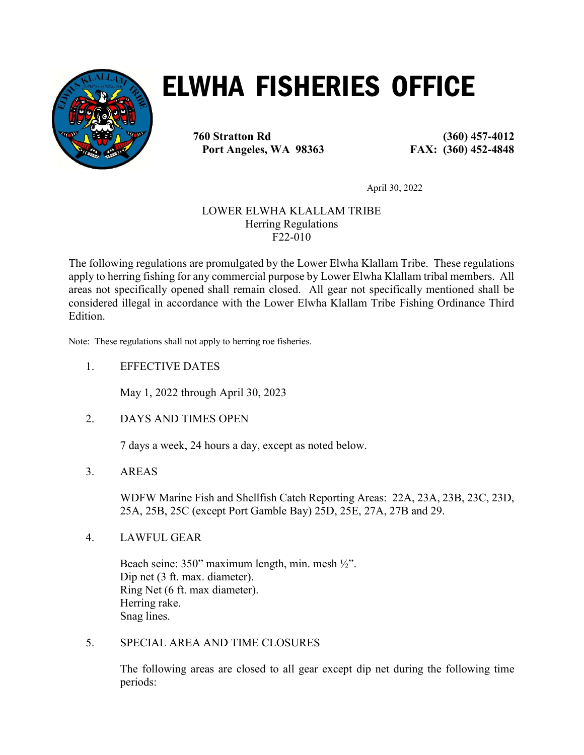# ELWHA FISHERIES OFFICE

**760 Stratton Rd**
**Port Angeles, WA 98363**

**(360) 457-4012**
**FAX: (360) 452-4848**

April 30, 2022

LOWER ELWHA KLALLAM TRIBE
Herring Regulations
F22-010

The following regulations are promulgated by the Lower Elwha Klallam Tribe. These regulations apply to herring fishing for any commercial purpose by Lower Elwha Klallam tribal members. All areas not specifically opened shall remain closed. All gear not specifically mentioned shall be considered illegal in accordance with the Lower Elwha Klallam Tribe Fishing Ordinance Third Edition.

Note: These regulations shall not apply to herring roe fisheries.

1. EFFECTIVE DATES

   May 1, 2022 through April 30, 2023

2. DAYS AND TIMES OPEN

   7 days a week, 24 hours a day, except as noted below.

3. AREAS

   WDFW Marine Fish and Shellfish Catch Reporting Areas: 22A, 23A, 23B, 23C, 23D, 25A, 25B, 25C (except Port Gamble Bay) 25D, 25E, 27A, 27B and 29.

4. LAWFUL GEAR

   Beach seine: 350" maximum length, min. mesh ½".
   Dip net (3 ft. max. diameter).
   Ring Net (6 ft. max diameter).
   Herring rake.
   Snag lines.

5. SPECIAL AREA AND TIME CLOSURES

   The following areas are closed to all gear except dip net during the following time periods: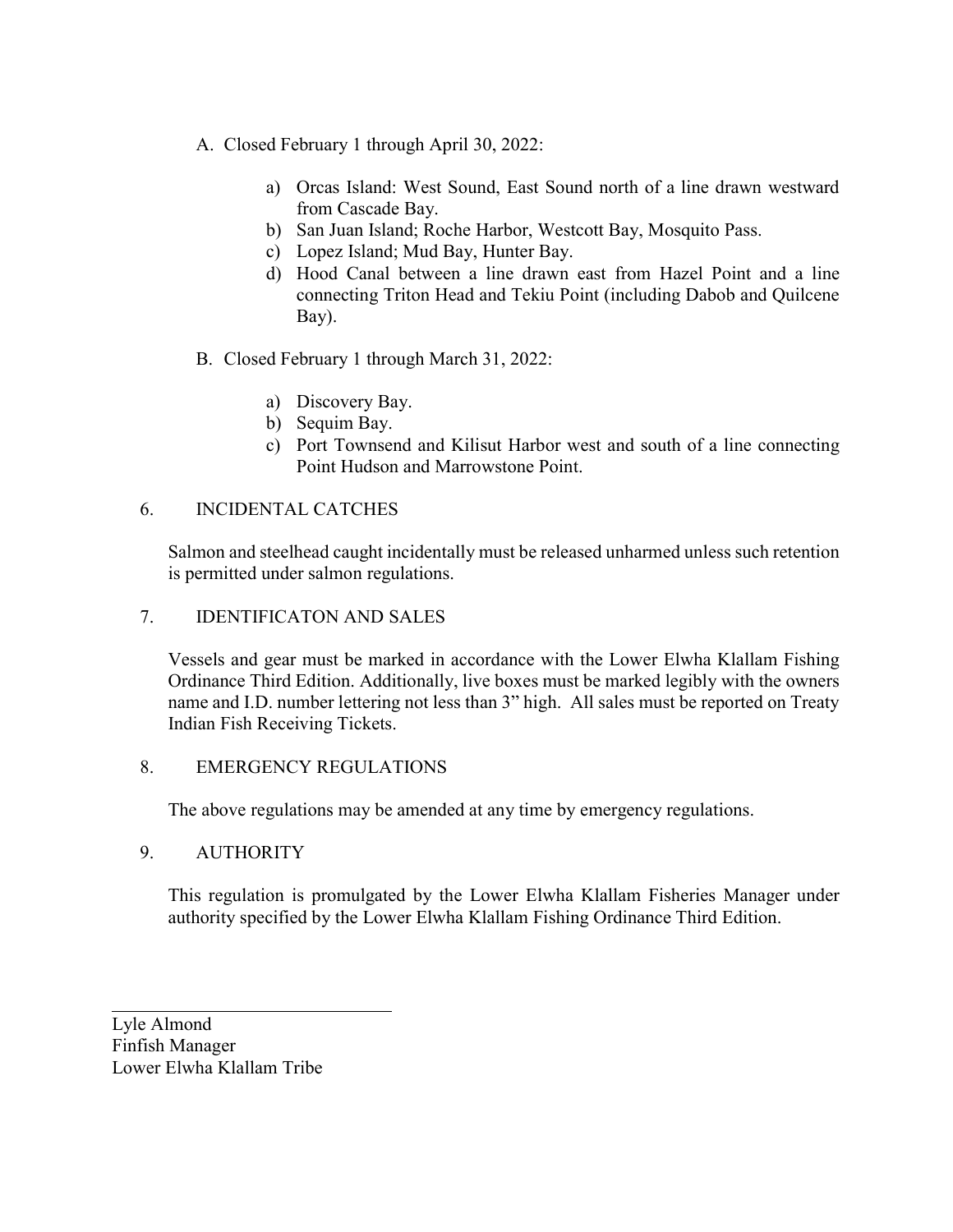A. Closed February 1 through April 30, 2022:

   a) Orcas Island: West Sound, East Sound north of a line drawn westward from Cascade Bay.
   b) San Juan Island; Roche Harbor, Westcott Bay, Mosquito Pass.
   c) Lopez Island; Mud Bay, Hunter Bay.
   d) Hood Canal between a line drawn east from Hazel Point and a line connecting Triton Head and Tekiu Point (including Dabob and Quilcene Bay).

B. Closed February 1 through March 31, 2022:

   a) Discovery Bay.
   b) Sequim Bay.
   c) Port Townsend and Kilisut Harbor west and south of a line connecting Point Hudson and Marrowstone Point.

## 6. INCIDENTAL CATCHES

Salmon and steelhead caught incidentally must be released unharmed unless such retention is permitted under salmon regulations.

## 7. IDENTIFICATON AND SALES

Vessels and gear must be marked in accordance with the Lower Elwha Klallam Fishing Ordinance Third Edition. Additionally, live boxes must be marked legibly with the owners name and I.D. number lettering not less than 3" high. All sales must be reported on Treaty Indian Fish Receiving Tickets.

## 8. EMERGENCY REGULATIONS

The above regulations may be amended at any time by emergency regulations.

## 9. AUTHORITY

This regulation is promulgated by the Lower Elwha Klallam Fisheries Manager under authority specified by the Lower Elwha Klallam Fishing Ordinance Third Edition.

\_\_\_\_\_\_\_\_\_\_\_\_\_\_\_\_\_\_\_\_\_\_\_\_\_\_\_\_\_\_

Lyle Almond
Finfish Manager
Lower Elwha Klallam Tribe